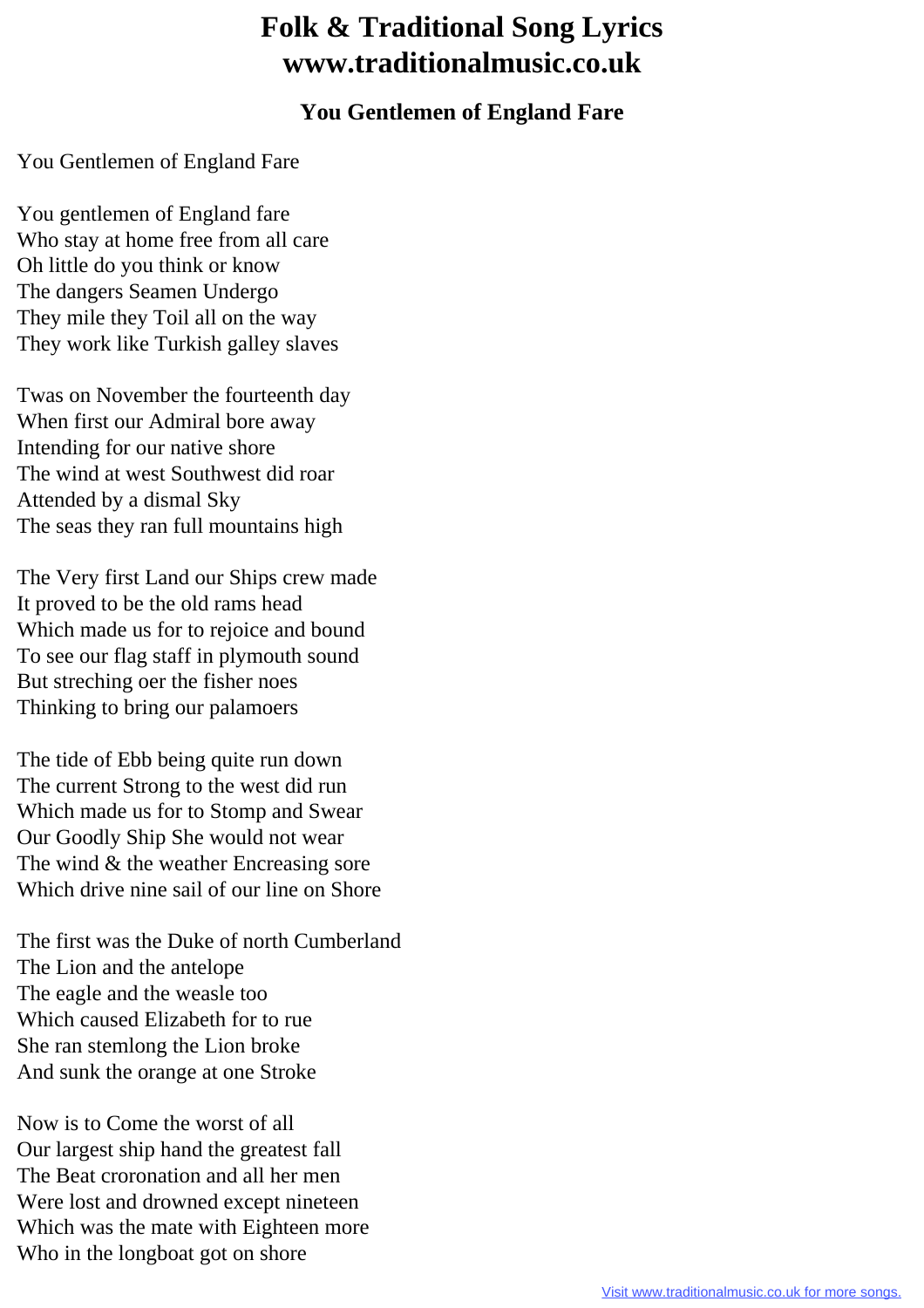# Folk & Traditional Song Lyrics
# www.traditionalmusic.co.uk

## You Gentlemen of England Fare

You Gentlemen of England Fare

You gentlemen of England fare
Who stay at home free from all care
Oh little do you think or know
The dangers Seamen Undergo
They mile they Toil all on the way
They work like Turkish galley slaves

Twas on November the fourteenth day
When first our Admiral bore away
Intending for our native shore
The wind at west Southwest did roar
Attended by a dismal Sky
The seas they ran full mountains high

The Very first Land our Ships crew made
It proved to be the old rams head
Which made us for to rejoice and bound
To see our flag staff in plymouth sound
But streching oer the fisher noes
Thinking to bring our palamoers

The tide of Ebb being quite run down
The current Strong to the west did run
Which made us for to Stomp and Swear
Our Goodly Ship She would not wear
The wind & the weather Encreasing sore
Which drive nine sail of our line on Shore

The first was the Duke of north Cumberland
The Lion and the antelope
The eagle and the weasle too
Which caused Elizabeth for to rue
She ran stemlong the Lion broke
And sunk the orange at one Stroke

Now is to Come the worst of all
Our largest ship hand the greatest fall
The Beat croronation and all her men
Were lost and drowned except nineteen
Which was the mate with Eighteen more
Who in the longboat got on shore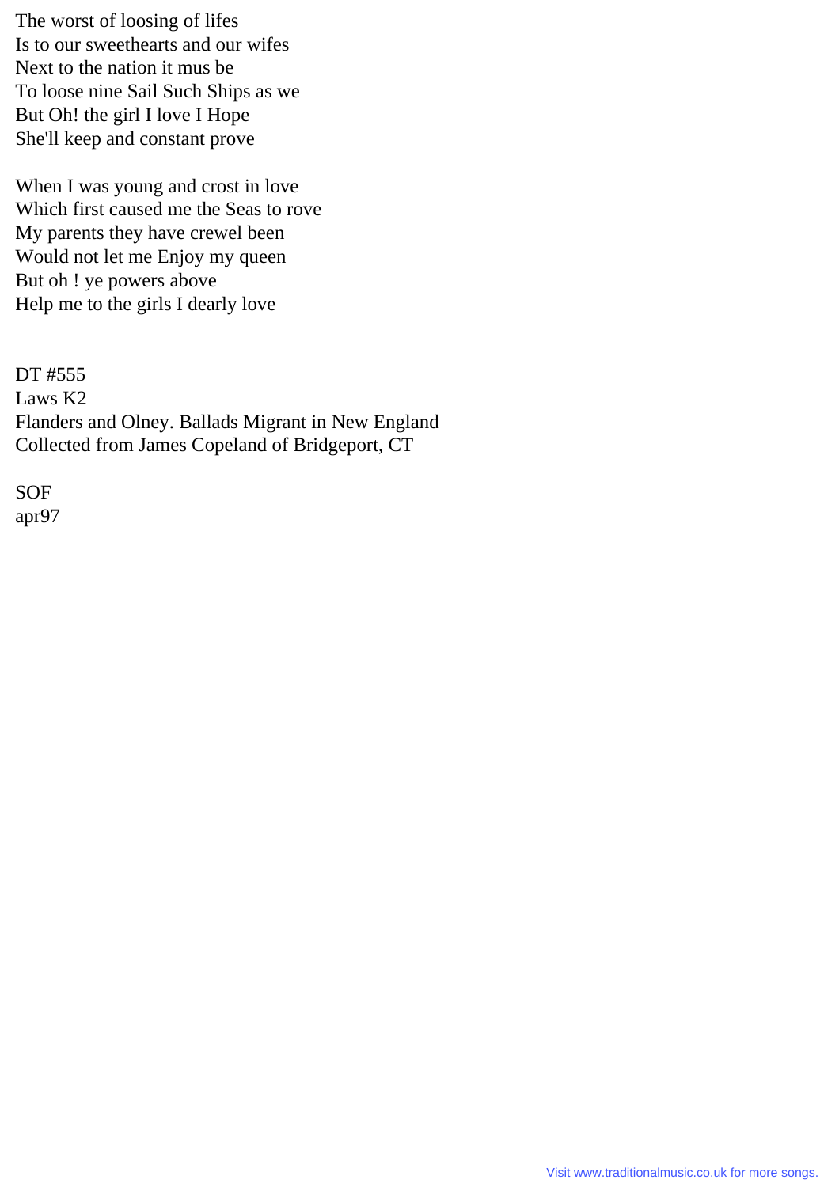The worst of loosing of lifes
Is to our sweethearts and our wifes
Next to the nation it mus be
To loose nine Sail Such Ships as we
But Oh! the girl I love I Hope
She'll keep and constant prove

When I was young and crost in love
Which first caused me the Seas to rove
My parents they have crewel been
Would not let me Enjoy my queen
But oh ! ye powers above
Help me to the girls I dearly love

DT #555
Laws K2
Flanders and Olney. Ballads Migrant in New England
Collected from James Copeland of Bridgeport, CT

SOF
apr97